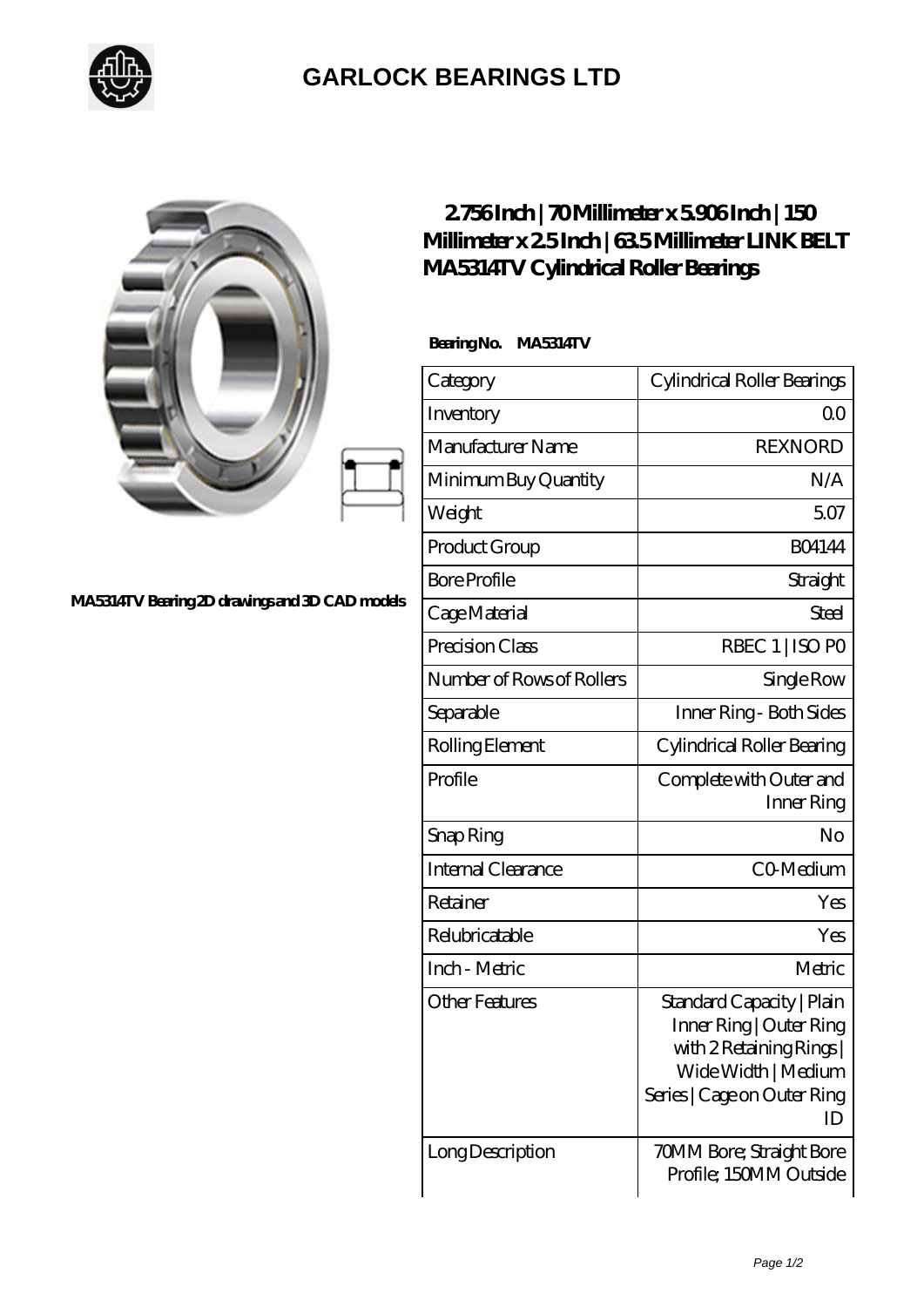# GARLOCK BEARINGS LTD

MA5314TV Bearing 2D drawings and 3D CAD models

## 2.756 Inch | 70 Millimeter x 5.906 Inch | 150 Millimeter x 2.5 Inch | 63.5 Millimeter LINK BELT MA5314TV Cylindrical Roller Bearings

**Bearing No. MA5314TV**

| | |
|---|---|
| Category | Cylindrical Roller Bearings |
| Inventory | 0.0 |
| Manufacturer Name | REXNORD |
| Minimum Buy Quantity | N/A |
| Weight | 5.07 |
| Product Group | B04144 |
| Bore Profile | Straight |
| Cage Material | Steel |
| Precision Class | RBEC 1 \| ISO P0 |
| Number of Rows of Rollers | Single Row |
| Separable | Inner Ring - Both Sides |
| Rolling Element | Cylindrical Roller Bearing |
| Profile | Complete with Outer and Inner Ring |
| Snap Ring | No |
| Internal Clearance | C0-Medium |
| Retainer | Yes |
| Relubricatable | Yes |
| Inch - Metric | Metric |
| Other Features | Standard Capacity \| Plain Inner Ring \| Outer Ring with 2 Retaining Rings \| Wide Width \| Medium Series \| Cage on Outer Ring ID |
| Long Description | 70MM Bore; Straight Bore Profile; 150MM Outside |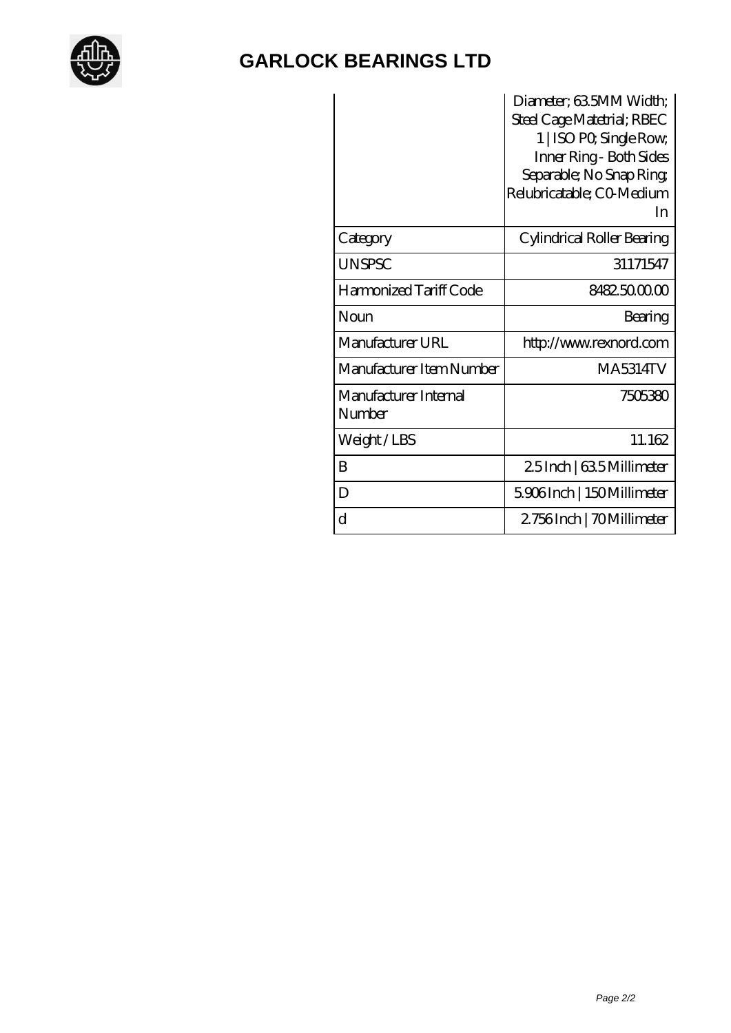| | |
|---|---|
| | Diameter; 63.5MM Width; Steel Cage Matetrial; RBEC 1 \| ISO P0; Single Row; Inner Ring - Both Sides Separable; No Snap Ring; Relubricatable; C0-Medium In |
| Category | Cylindrical Roller Bearing |
| UNSPSC | 31171547 |
| Harmonized Tariff Code | 8482.50.00.00 |
| Noun | Bearing |
| Manufacturer URL | http://www.rexnord.com |
| Manufacturer Item Number | MA5314TV |
| Manufacturer Internal Number | 7505380 |
| Weight / LBS | 11.162 |
| B | 2.5 Inch \| 63.5 Millimeter |
| D | 5.906 Inch \| 150 Millimeter |
| d | 2.756 Inch \| 70 Millimeter |